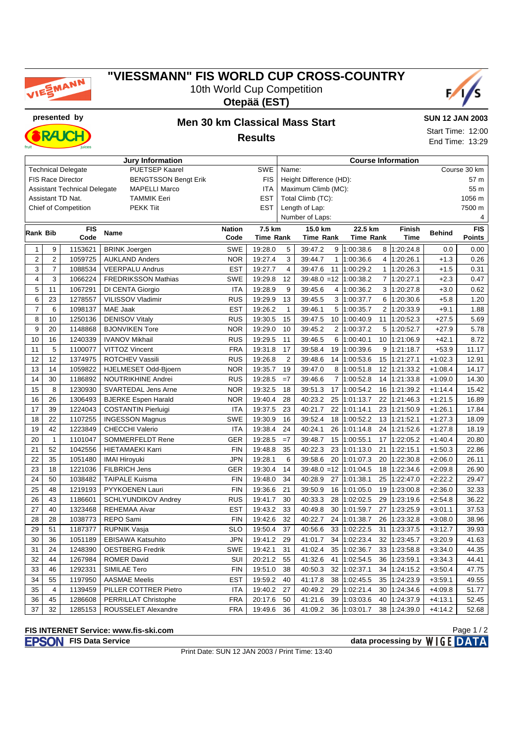# "VIESSMANN" FIS WORLD CUP CROSS-COUNTRY

10th World Cup Competition

**Otepää (EST)**

presented by

## Men 30 km Classical Mass Start

## Results

**SUN 12 JAN 2003**

Start Time: 12:00

End Time: 13:29

| Jury Information | | |
|---|---|---|
| Technical Delegate | PUETSEP Kaarel | SWE |
| FIS Race Director | BENGTSSON Bengt Erik | FIS |
| Assistant Technical Delegate | MAPELLI Marco | ITA |
| Assistant TD Nat. | TAMMIK Eeri | EST |
| Chief of Competition | PEKK Tiit | EST |

| Course Information | |
|---|---|
| Name: | Course 30 km |
| Height Difference (HD): | 57 m |
| Maximum Climb (MC): | 55 m |
| Total Climb (TC): | 1056 m |
| Length of Lap: | 7500 m |
| Number of Laps: | 4 |

| Rank | Bib | FIS Code | Name | Nation Code | 7.5 km Time | Rank | 15.0 km Time | Rank | 22.5 km Time | Rank | Finish Time | Behind | FIS Points |
|---|---|---|---|---|---|---|---|---|---|---|---|---|---|
| 1 | 9 | 1153621 | BRINK Joergen | SWE | 19:28.0 | 5 | 39:47.2 | 9 | 1:00:38.6 | 8 | 1:20:24.8 | 0.0 | 0.00 |
| 2 | 2 | 1059725 | AUKLAND Anders | NOR | 19:27.4 | 3 | 39:44.7 | 1 | 1:00:36.6 | 4 | 1:20:26.1 | +1.3 | 0.26 |
| 3 | 7 | 1088534 | VEERPALU Andrus | EST | 19:27.7 | 4 | 39:47.6 | 11 | 1:00:29.2 | 1 | 1:20:26.3 | +1.5 | 0.31 |
| 4 | 3 | 1066224 | FREDRIKSSON Mathias | SWE | 19:29.8 | 12 | 39:48.0 | =12 | 1:00:38.2 | 7 | 1:20:27.1 | +2.3 | 0.47 |
| 5 | 11 | 1067291 | DI CENTA Giorgio | ITA | 19:28.9 | 9 | 39:45.6 | 4 | 1:00:36.2 | 3 | 1:20:27.8 | +3.0 | 0.62 |
| 6 | 23 | 1278557 | VILISSOV Vladimir | RUS | 19:29.9 | 13 | 39:45.5 | 3 | 1:00:37.7 | 6 | 1:20:30.6 | +5.8 | 1.20 |
| 7 | 6 | 1098137 | MAE Jaak | EST | 19:26.2 | 1 | 39:46.1 | 5 | 1:00:35.7 | 2 | 1:20:33.9 | +9.1 | 1.88 |
| 8 | 10 | 1250136 | DENISOV Vitaly | RUS | 19:30.5 | 15 | 39:47.5 | 10 | 1:00:40.9 | 11 | 1:20:52.3 | +27.5 | 5.69 |
| 9 | 20 | 1148868 | BJONVIKEN Tore | NOR | 19:29.0 | 10 | 39:45.2 | 2 | 1:00:37.2 | 5 | 1:20:52.7 | +27.9 | 5.78 |
| 10 | 16 | 1240339 | IVANOV Mikhail | RUS | 19:29.5 | 11 | 39:46.5 | 6 | 1:00:40.1 | 10 | 1:21:06.9 | +42.1 | 8.72 |
| 11 | 5 | 1100077 | VITTOZ Vincent | FRA | 19:31.8 | 17 | 39:58.4 | 19 | 1:00:39.6 | 9 | 1:21:18.7 | +53.9 | 11.17 |
| 12 | 12 | 1374975 | ROTCHEV Vassili | RUS | 19:26.8 | 2 | 39:48.6 | 14 | 1:00:53.6 | 15 | 1:21:27.1 | +1:02.3 | 12.91 |
| 13 | 14 | 1059822 | HJELMESET Odd-Bjoern | NOR | 19:35.7 | 19 | 39:47.0 | 8 | 1:00:51.8 | 12 | 1:21:33.2 | +1:08.4 | 14.17 |
| 14 | 30 | 1186892 | NOUTRIKHINE Andrei | RUS | 19:28.5 | =7 | 39:46.6 | 7 | 1:00:52.8 | 14 | 1:21:33.8 | +1:09.0 | 14.30 |
| 15 | 8 | 1230930 | SVARTEDAL Jens Arne | NOR | 19:32.5 | 18 | 39:51.3 | 17 | 1:00:54.2 | 16 | 1:21:39.2 | +1:14.4 | 15.42 |
| 16 | 26 | 1306493 | BJERKE Espen Harald | NOR | 19:40.4 | 28 | 40:23.2 | 25 | 1:01:13.7 | 22 | 1:21:46.3 | +1:21.5 | 16.89 |
| 17 | 39 | 1224043 | COSTANTIN Pierluigi | ITA | 19:37.5 | 23 | 40:21.7 | 22 | 1:01:14.1 | 23 | 1:21:50.9 | +1:26.1 | 17.84 |
| 18 | 22 | 1107255 | INGESSON Magnus | SWE | 19:30.9 | 16 | 39:52.4 | 18 | 1:00:52.2 | 13 | 1:21:52.1 | +1:27.3 | 18.09 |
| 19 | 42 | 1223849 | CHECCHI Valerio | ITA | 19:38.4 | 24 | 40:24.1 | 26 | 1:01:14.8 | 24 | 1:21:52.6 | +1:27.8 | 18.19 |
| 20 | 1 | 1101047 | SOMMERFELDT Rene | GER | 19:28.5 | =7 | 39:48.7 | 15 | 1:00:55.1 | 17 | 1:22:05.2 | +1:40.4 | 20.80 |
| 21 | 52 | 1042556 | HIETAMAEKI Karri | FIN | 19:48.8 | 35 | 40:22.3 | 23 | 1:01:13.0 | 21 | 1:22:15.1 | +1:50.3 | 22.86 |
| 22 | 35 | 1051480 | IMAI Hiroyuki | JPN | 19:28.1 | 6 | 39:58.6 | 20 | 1:01:07.3 | 20 | 1:22:30.8 | +2:06.0 | 26.11 |
| 23 | 18 | 1221036 | FILBRICH Jens | GER | 19:30.4 | 14 | 39:48.0 | =12 | 1:01:04.5 | 18 | 1:22:34.6 | +2:09.8 | 26.90 |
| 24 | 50 | 1038482 | TAIPALE Kuisma | FIN | 19:48.0 | 34 | 40:28.9 | 27 | 1:01:38.1 | 25 | 1:22:47.0 | +2:22.2 | 29.47 |
| 25 | 48 | 1219193 | PYYKOENEN Lauri | FIN | 19:36.6 | 21 | 39:50.9 | 16 | 1:01:05.0 | 19 | 1:23:00.8 | +2:36.0 | 32.33 |
| 26 | 43 | 1186601 | SCHLYUNDIKOV Andrey | RUS | 19:41.7 | 30 | 40:33.3 | 28 | 1:02:02.5 | 29 | 1:23:19.6 | +2:54.8 | 36.22 |
| 27 | 40 | 1323468 | REHEMAA Aivar | EST | 19:43.2 | 33 | 40:49.8 | 30 | 1:01:59.7 | 27 | 1:23:25.9 | +3:01.1 | 37.53 |
| 28 | 28 | 1038773 | REPO Sami | FIN | 19:42.6 | 32 | 40:22.7 | 24 | 1:01:38.7 | 26 | 1:23:32.8 | +3:08.0 | 38.96 |
| 29 | 51 | 1187377 | RUPNIK Vasja | SLO | 19:50.4 | 37 | 40:56.6 | 33 | 1:02:22.5 | 31 | 1:23:37.5 | +3:12.7 | 39.93 |
| 30 | 36 | 1051189 | EBISAWA Katsuhito | JPN | 19:41.2 | 29 | 41:01.7 | 34 | 1:02:23.4 | 32 | 1:23:45.7 | +3:20.9 | 41.63 |
| 31 | 24 | 1248390 | OESTBERG Fredrik | SWE | 19:42.1 | 31 | 41:02.4 | 35 | 1:02:36.7 | 33 | 1:23:58.8 | +3:34.0 | 44.35 |
| 32 | 44 | 1267984 | ROMER David | SUI | 20:21.2 | 55 | 41:32.6 | 41 | 1:02:54.5 | 36 | 1:23:59.1 | +3:34.3 | 44.41 |
| 33 | 46 | 1292331 | SIMILAE Tero | FIN | 19:51.0 | 38 | 40:50.3 | 32 | 1:02:37.1 | 34 | 1:24:15.2 | +3:50.4 | 47.75 |
| 34 | 55 | 1197950 | AASMAE Meelis | EST | 19:59.2 | 40 | 41:17.8 | 38 | 1:02:45.5 | 35 | 1:24:23.9 | +3:59.1 | 49.55 |
| 35 | 4 | 1139459 | PILLER COTTRER Pietro | ITA | 19:40.2 | 27 | 40:49.2 | 29 | 1:02:21.4 | 30 | 1:24:34.6 | +4:09.8 | 51.77 |
| 36 | 45 | 1286608 | PERRILLAT Christophe | FRA | 20:17.6 | 50 | 41:21.6 | 39 | 1:03:03.6 | 40 | 1:24:37.9 | +4:13.1 | 52.45 |
| 37 | 32 | 1285153 | ROUSSELET Alexandre | FRA | 19:49.6 | 36 | 41:09.2 | 36 | 1:03:01.7 | 38 | 1:24:39.0 | +4:14.2 | 52.68 |

**FIS INTERNET Service: www.fis-ski.com**

**FIS Data Service** — data processing by WIGE DATA

Print Date: SUN 12 JAN 2003 / Print Time: 13:40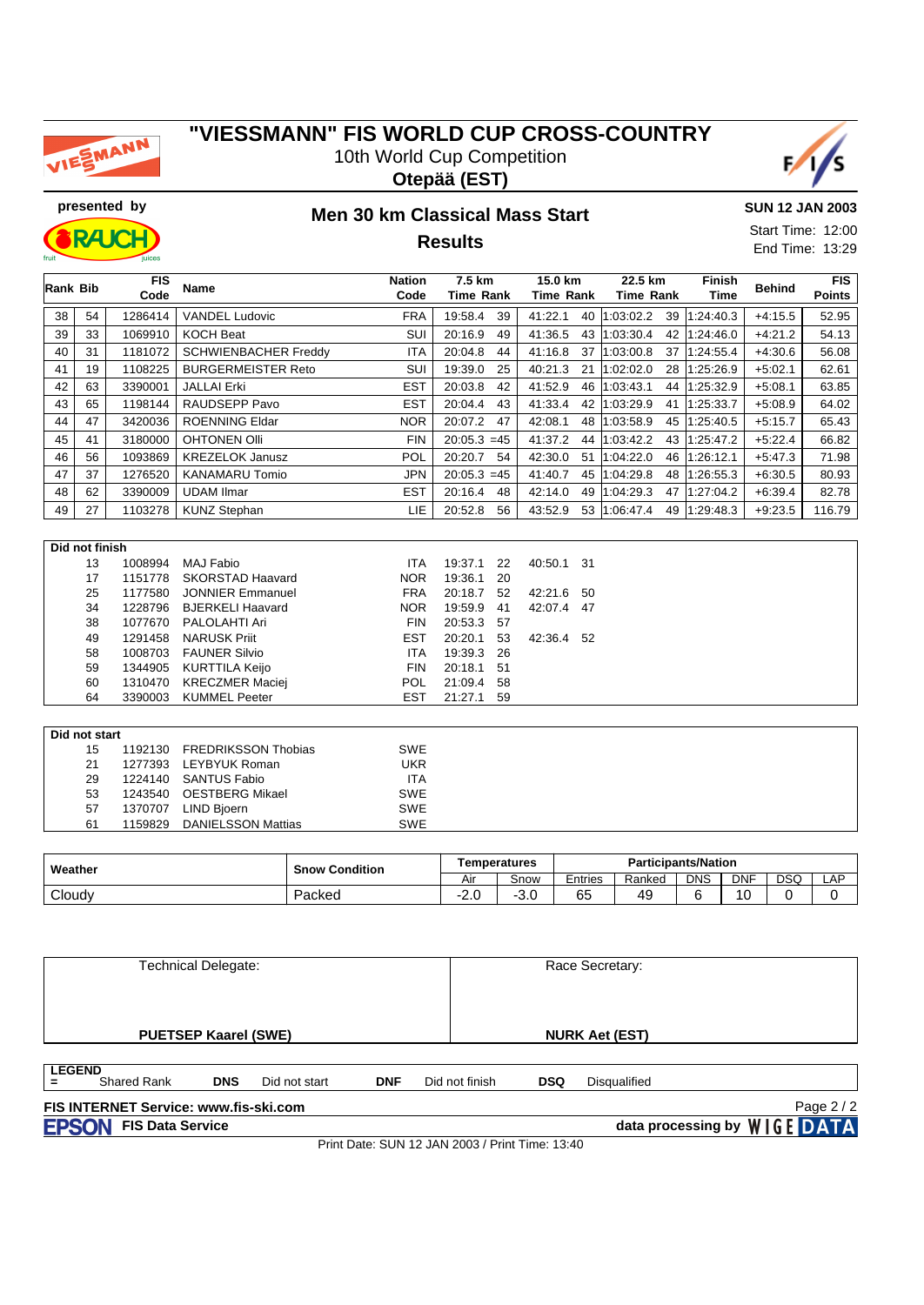# "VIESSMANN" FIS WORLD CUP CROSS-COUNTRY

10th World Cup Competition

**Otepää (EST)**

**presented by**

## Men 30 km Classical Mass Start

## Results

**SUN 12 JAN 2003**

Start Time: 12:00

End Time: 13:29

| Rank | Bib | FIS Code | Name | Nation Code | 7.5 km Time | Rank | 15.0 km Time | Rank | 22.5 km Time | Rank | Finish Time | Behind | FIS Points |
|---|---|---|---|---|---|---|---|---|---|---|---|---|---|
| 38 | 54 | 1286414 | VANDEL Ludovic | FRA | 19:58.4 | 39 | 41:22.1 | 40 | 1:03:02.2 | 39 | 1:24:40.3 | +4:15.5 | 52.95 |
| 39 | 33 | 1069910 | KOCH Beat | SUI | 20:16.9 | 49 | 41:36.5 | 43 | 1:03:30.4 | 42 | 1:24:46.0 | +4:21.2 | 54.13 |
| 40 | 31 | 1181072 | SCHWIENBACHER Freddy | ITA | 20:04.8 | 44 | 41:16.8 | 37 | 1:03:00.8 | 37 | 1:24:55.4 | +4:30.6 | 56.08 |
| 41 | 19 | 1108225 | BURGERMEISTER Reto | SUI | 19:39.0 | 25 | 40:21.3 | 21 | 1:02:02.0 | 28 | 1:25:26.9 | +5:02.1 | 62.61 |
| 42 | 63 | 3390001 | JALLAI Erki | EST | 20:03.8 | 42 | 41:52.9 | 46 | 1:03:43.1 | 44 | 1:25:32.9 | +5:08.1 | 63.85 |
| 43 | 65 | 1198144 | RAUDSEPP Pavo | EST | 20:04.4 | 43 | 41:33.4 | 42 | 1:03:29.9 | 41 | 1:25:33.7 | +5:08.9 | 64.02 |
| 44 | 47 | 3420036 | ROENNING Eldar | NOR | 20:07.2 | 47 | 42:08.1 | 48 | 1:03:58.9 | 45 | 1:25:40.5 | +5:15.7 | 65.43 |
| 45 | 41 | 3180000 | OHTONEN Olli | FIN | 20:05.3 | =45 | 41:37.2 | 44 | 1:03:42.2 | 43 | 1:25:47.2 | +5:22.4 | 66.82 |
| 46 | 56 | 1093869 | KREZELOK Janusz | POL | 20:20.7 | 54 | 42:30.0 | 51 | 1:04:22.0 | 46 | 1:26:12.1 | +5:47.3 | 71.98 |
| 47 | 37 | 1276520 | KANAMARU Tomio | JPN | 20:05.3 | =45 | 41:40.7 | 45 | 1:04:29.8 | 48 | 1:26:55.3 | +6:30.5 | 80.93 |
| 48 | 62 | 3390009 | UDAM Ilmar | EST | 20:16.4 | 48 | 42:14.0 | 49 | 1:04:29.3 | 47 | 1:27:04.2 | +6:39.4 | 82.78 |
| 49 | 27 | 1103278 | KUNZ Stephan | LIE | 20:52.8 | 56 | 43:52.9 | 53 | 1:06:47.4 | 49 | 1:29:48.3 | +9:23.5 | 116.79 |

**Did not finish**

| Bib | FIS Code | Name | Nation | 7.5 km Time | Rank | 15.0 km Time | Rank |
|---|---|---|---|---|---|---|---|
| 13 | 1008994 | MAJ Fabio | ITA | 19:37.1 | 22 | 40:50.1 | 31 |
| 17 | 1151778 | SKORSTAD Haavard | NOR | 19:36.1 | 20 | | |
| 25 | 1177580 | JONNIER Emmanuel | FRA | 20:18.7 | 52 | 42:21.6 | 50 |
| 34 | 1228796 | BJERKELI Haavard | NOR | 19:59.9 | 41 | 42:07.4 | 47 |
| 38 | 1077670 | PALOLAHTI Ari | FIN | 20:53.3 | 57 | | |
| 49 | 1291458 | NARUSK Priit | EST | 20:20.1 | 53 | 42:36.4 | 52 |
| 58 | 1008703 | FAUNER Silvio | ITA | 19:39.3 | 26 | | |
| 59 | 1344905 | KURTTILA Keijo | FIN | 20:18.1 | 51 | | |
| 60 | 1310470 | KRECZMER Maciej | POL | 21:09.4 | 58 | | |
| 64 | 3390003 | KUMMEL Peeter | EST | 21:27.1 | 59 | | |

**Did not start**

| Bib | FIS Code | Name | Nation |
|---|---|---|---|
| 15 | 1192130 | FREDRIKSSON Thobias | SWE |
| 21 | 1277393 | LEYBYUK Roman | UKR |
| 29 | 1224140 | SANTUS Fabio | ITA |
| 53 | 1243540 | OESTBERG Mikael | SWE |
| 57 | 1370707 | LIND Bjoern | SWE |
| 61 | 1159829 | DANIELSSON Mattias | SWE |

| Weather | Snow Condition | Temperatures | | Participants/Nation | | | | | |
|---|---|---|---|---|---|---|---|---|---|
| | | Air | Snow | Entries | Ranked | DNS | DNF | DSQ | LAP |
| Cloudy | Packed | -2.0 | -3.0 | 65 | 49 | 6 | 10 | 0 | 0 |

| Technical Delegate: | Race Secretary: |
|---|---|
| **PUETSEP Kaarel (SWE)** | **NURK Aet (EST)** |

**LEGEND**
= Shared Rank | **DNS** Did not start | **DNF** Did not finish | **DSQ** Disqualified

**FIS INTERNET Service: www.fis-ski.com**

**FIS Data Service** — data processing by WIGE DATA

Print Date: SUN 12 JAN 2003 / Print Time: 13:40